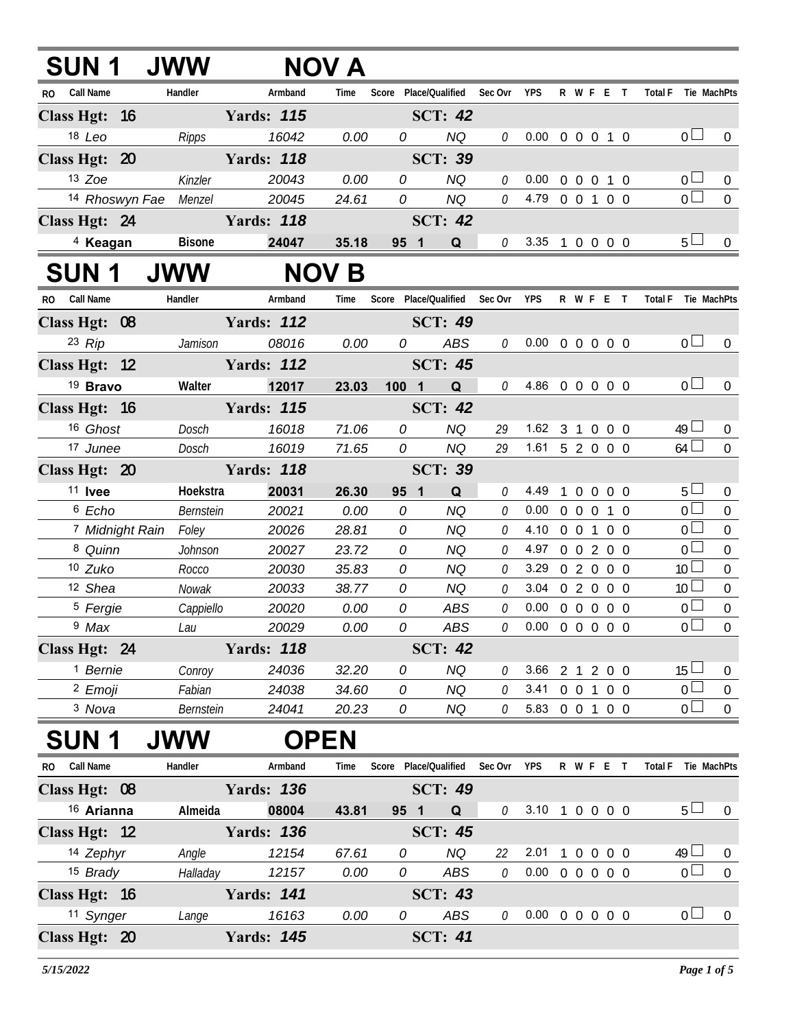## SUN 1 JWW NOV A

| RO | Call Name | Handler | Armband | Time | Score | Place/Qualified | Sec Ovr | YPS | R | W | F | E | T | Total F | Tie | MachPts |
|---|---|---|---|---|---|---|---|---|---|---|---|---|---|---|---|---|
| **Class Hgt: 16** | | **Yards: 115** | | | | **SCT: 42** | | | | | | | | | | |
| 18 | *Leo* | *Ripps* | *16042* | *0.00* | *0* | *NQ* | *0* | 0.00 | 0 | 0 | 0 | 1 | 0 | 0 | | 0 |
| **Class Hgt: 20** | | **Yards: 118** | | | | **SCT: 39** | | | | | | | | | | |
| 13 | *Zoe* | *Kinzler* | *20043* | *0.00* | *0* | *NQ* | *0* | 0.00 | 0 | 0 | 0 | 1 | 0 | 0 | | 0 |
| 14 | *Rhoswyn Fae* | *Menzel* | *20045* | *24.61* | *0* | *NQ* | *0* | 4.79 | 0 | 0 | 1 | 0 | 0 | 0 | | 0 |
| **Class Hgt: 24** | | **Yards: 118** | | | | **SCT: 42** | | | | | | | | | | |
| 4 | **Keagan** | **Bisone** | **24047** | **35.18** | **95** | **1 Q** | *0* | 3.35 | 1 | 0 | 0 | 0 | 0 | 5 | | 0 |

## SUN 1 JWW NOV B

| RO | Call Name | Handler | Armband | Time | Score | Place/Qualified | Sec Ovr | YPS | R | W | F | E | T | Total F | Tie | MachPts |
|---|---|---|---|---|---|---|---|---|---|---|---|---|---|---|---|---|
| **Class Hgt: 08** | | **Yards: 112** | | | | **SCT: 49** | | | | | | | | | | |
| 23 | *Rip* | *Jamison* | *08016* | *0.00* | *0* | *ABS* | *0* | 0.00 | 0 | 0 | 0 | 0 | 0 | 0 | | 0 |
| **Class Hgt: 12** | | **Yards: 112** | | | | **SCT: 45** | | | | | | | | | | |
| 19 | **Bravo** | **Walter** | **12017** | **23.03** | **100** | **1 Q** | *0* | 4.86 | 0 | 0 | 0 | 0 | 0 | 0 | | 0 |
| **Class Hgt: 16** | | **Yards: 115** | | | | **SCT: 42** | | | | | | | | | | |
| 16 | *Ghost* | *Dosch* | *16018* | *71.06* | *0* | *NQ* | *29* | 1.62 | 3 | 1 | 0 | 0 | 0 | 49 | | 0 |
| 17 | *Junee* | *Dosch* | *16019* | *71.65* | *0* | *NQ* | *29* | 1.61 | 5 | 2 | 0 | 0 | 0 | 64 | | 0 |
| **Class Hgt: 20** | | **Yards: 118** | | | | **SCT: 39** | | | | | | | | | | |
| 11 | **Ivee** | **Hoekstra** | **20031** | **26.30** | **95** | **1 Q** | *0* | 4.49 | 1 | 0 | 0 | 0 | 0 | 5 | | 0 |
| 6 | *Echo* | *Bernstein* | *20021* | *0.00* | *0* | *NQ* | *0* | 0.00 | 0 | 0 | 0 | 1 | 0 | 0 | | 0 |
| 7 | *Midnight Rain* | *Foley* | *20026* | *28.81* | *0* | *NQ* | *0* | 4.10 | 0 | 0 | 1 | 0 | 0 | 0 | | 0 |
| 8 | *Quinn* | *Johnson* | *20027* | *23.72* | *0* | *NQ* | *0* | 4.97 | 0 | 0 | 2 | 0 | 0 | 0 | | 0 |
| 10 | *Zuko* | *Rocco* | *20030* | *35.83* | *0* | *NQ* | *0* | 3.29 | 0 | 2 | 0 | 0 | 0 | 10 | | 0 |
| 12 | *Shea* | *Nowak* | *20033* | *38.77* | *0* | *NQ* | *0* | 3.04 | 0 | 2 | 0 | 0 | 0 | 10 | | 0 |
| 5 | *Fergie* | *Cappiello* | *20020* | *0.00* | *0* | *ABS* | *0* | 0.00 | 0 | 0 | 0 | 0 | 0 | 0 | | 0 |
| 9 | *Max* | *Lau* | *20029* | *0.00* | *0* | *ABS* | *0* | 0.00 | 0 | 0 | 0 | 0 | 0 | 0 | | 0 |
| **Class Hgt: 24** | | **Yards: 118** | | | | **SCT: 42** | | | | | | | | | | |
| 1 | *Bernie* | *Conroy* | *24036* | *32.20* | *0* | *NQ* | *0* | 3.66 | 2 | 1 | 2 | 0 | 0 | 15 | | 0 |
| 2 | *Emoji* | *Fabian* | *24038* | *34.60* | *0* | *NQ* | *0* | 3.41 | 0 | 0 | 1 | 0 | 0 | 0 | | 0 |
| 3 | *Nova* | *Bernstein* | *24041* | *20.23* | *0* | *NQ* | *0* | 5.83 | 0 | 0 | 1 | 0 | 0 | 0 | | 0 |

## SUN 1 JWW OPEN

| RO | Call Name | Handler | Armband | Time | Score | Place/Qualified | Sec Ovr | YPS | R | W | F | E | T | Total F | Tie | MachPts |
|---|---|---|---|---|---|---|---|---|---|---|---|---|---|---|---|---|
| **Class Hgt: 08** | | **Yards: 136** | | | | **SCT: 49** | | | | | | | | | | |
| 16 | **Arianna** | **Almeida** | **08004** | **43.81** | **95** | **1 Q** | *0* | 3.10 | 1 | 0 | 0 | 0 | 0 | 5 | | 0 |
| **Class Hgt: 12** | | **Yards: 136** | | | | **SCT: 45** | | | | | | | | | | |
| 14 | *Zephyr* | *Angle* | *12154* | *67.61* | *0* | *NQ* | *22* | 2.01 | 1 | 0 | 0 | 0 | 0 | 49 | | 0 |
| 15 | *Brady* | *Halladay* | *12157* | *0.00* | *0* | *ABS* | *0* | 0.00 | 0 | 0 | 0 | 0 | 0 | 0 | | 0 |
| **Class Hgt: 16** | | **Yards: 141** | | | | **SCT: 43** | | | | | | | | | | |
| 11 | *Synger* | *Lange* | *16163* | *0.00* | *0* | *ABS* | *0* | 0.00 | 0 | 0 | 0 | 0 | 0 | 0 | | 0 |
| **Class Hgt: 20** | | **Yards: 145** | | | | **SCT: 41** | | | | | | | | | | |

*5/15/2022*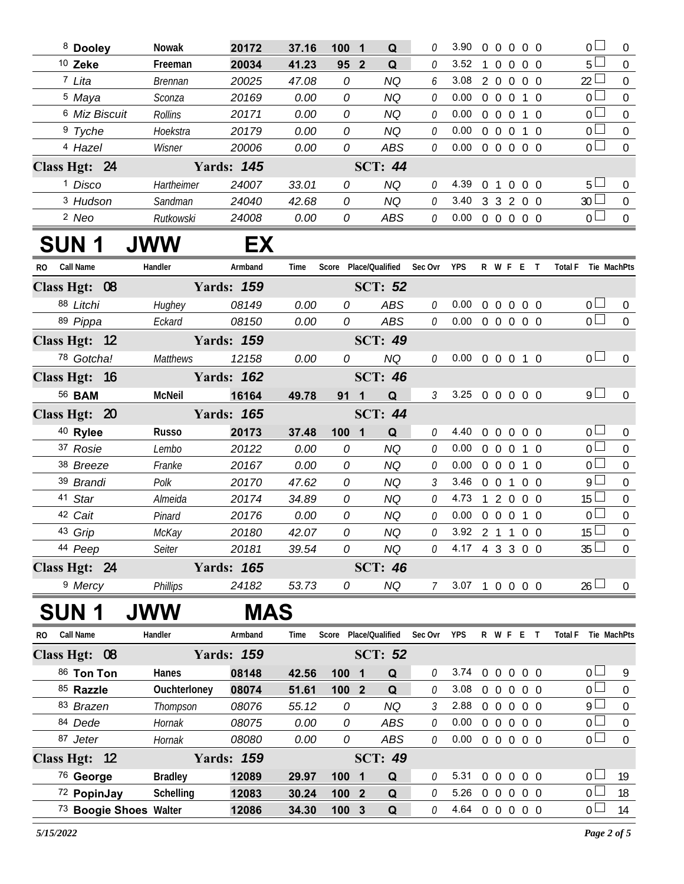| RO | Call Name | Handler | Armband | Time | Score | Place/Qualified | Sec Ovr | YPS | R | W | F | E | T | Total F | Tie | MachPts |
|---|---|---|---|---|---|---|---|---|---|---|---|---|---|---|---|---|
| 8 | **Dooley** | **Nowak** | **20172** | **37.16** | **100** | **1 Q** | 0 | 3.90 | 0 | 0 | 0 | 0 | 0 | 0 | | 0 |
| 10 | **Zeke** | **Freeman** | **20034** | **41.23** | **95** | **2 Q** | 0 | 3.52 | 1 | 0 | 0 | 0 | 0 | 5 | | 0 |
| 7 | *Lita* | *Brennan* | *20025* | *47.08* | *0* | *NQ* | 6 | 3.08 | 2 | 0 | 0 | 0 | 0 | 22 | | 0 |
| 5 | *Maya* | *Sconza* | *20169* | *0.00* | *0* | *NQ* | 0 | 0.00 | 0 | 0 | 0 | 1 | 0 | 0 | | 0 |
| 6 | *Miz Biscuit* | *Rollins* | *20171* | *0.00* | *0* | *NQ* | 0 | 0.00 | 0 | 0 | 0 | 1 | 0 | 0 | | 0 |
| 9 | *Tyche* | *Hoekstra* | *20179* | *0.00* | *0* | *NQ* | 0 | 0.00 | 0 | 0 | 0 | 1 | 0 | 0 | | 0 |
| 4 | *Hazel* | *Wisner* | *20006* | *0.00* | *0* | *ABS* | 0 | 0.00 | 0 | 0 | 0 | 0 | 0 | 0 | | 0 |
| **Class Hgt: 24** | | **Yards: 145** | | | | **SCT: 44** | | | | | | | | | | |
| 1 | *Disco* | *Hartheimer* | *24007* | *33.01* | *0* | *NQ* | 0 | 4.39 | 0 | 1 | 0 | 0 | 0 | 5 | | 0 |
| 3 | *Hudson* | *Sandman* | *24040* | *42.68* | *0* | *NQ* | 0 | 3.40 | 3 | 3 | 2 | 0 | 0 | 30 | | 0 |
| 2 | *Neo* | *Rutkowski* | *24008* | *0.00* | *0* | *ABS* | 0 | 0.00 | 0 | 0 | 0 | 0 | 0 | 0 | | 0 |

# SUN 1 JWW EX

| RO | Call Name | Handler | Armband | Time | Score | Place/Qualified | Sec Ovr | YPS | R | W | F | E | T | Total F | Tie | MachPts |
|---|---|---|---|---|---|---|---|---|---|---|---|---|---|---|---|---|
| **Class Hgt: 08** | | **Yards: 159** | | | | **SCT: 52** | | | | | | | | | | |
| 88 | *Litchi* | *Hughey* | *08149* | *0.00* | *0* | *ABS* | 0 | 0.00 | 0 | 0 | 0 | 0 | 0 | 0 | | 0 |
| 89 | *Pippa* | *Eckard* | *08150* | *0.00* | *0* | *ABS* | 0 | 0.00 | 0 | 0 | 0 | 0 | 0 | 0 | | 0 |
| **Class Hgt: 12** | | **Yards: 159** | | | | **SCT: 49** | | | | | | | | | | |
| 78 | *Gotcha!* | *Matthews* | *12158* | *0.00* | *0* | *NQ* | 0 | 0.00 | 0 | 0 | 0 | 1 | 0 | 0 | | 0 |
| **Class Hgt: 16** | | **Yards: 162** | | | | **SCT: 46** | | | | | | | | | | |
| 56 | **BAM** | **McNeil** | **16164** | **49.78** | **91** | **1 Q** | 3 | 3.25 | 0 | 0 | 0 | 0 | 0 | 9 | | 0 |
| **Class Hgt: 20** | | **Yards: 165** | | | | **SCT: 44** | | | | | | | | | | |
| 40 | **Rylee** | **Russo** | **20173** | **37.48** | **100** | **1 Q** | 0 | 4.40 | 0 | 0 | 0 | 0 | 0 | 0 | | 0 |
| 37 | *Rosie* | *Lembo* | *20122* | *0.00* | *0* | *NQ* | 0 | 0.00 | 0 | 0 | 0 | 1 | 0 | 0 | | 0 |
| 38 | *Breeze* | *Franke* | *20167* | *0.00* | *0* | *NQ* | 0 | 0.00 | 0 | 0 | 0 | 1 | 0 | 0 | | 0 |
| 39 | *Brandi* | *Polk* | *20170* | *47.62* | *0* | *NQ* | 3 | 3.46 | 0 | 0 | 1 | 0 | 0 | 9 | | 0 |
| 41 | *Star* | *Almeida* | *20174* | *34.89* | *0* | *NQ* | 0 | 4.73 | 1 | 2 | 0 | 0 | 0 | 15 | | 0 |
| 42 | *Cait* | *Pinard* | *20176* | *0.00* | *0* | *NQ* | 0 | 0.00 | 0 | 0 | 0 | 1 | 0 | 0 | | 0 |
| 43 | *Grip* | *McKay* | *20180* | *42.07* | *0* | *NQ* | 0 | 3.92 | 2 | 1 | 1 | 0 | 0 | 15 | | 0 |
| 44 | *Peep* | *Seiter* | *20181* | *39.54* | *0* | *NQ* | 0 | 4.17 | 4 | 3 | 3 | 0 | 0 | 35 | | 0 |
| **Class Hgt: 24** | | **Yards: 165** | | | | **SCT: 46** | | | | | | | | | | |
| 9 | *Mercy* | *Phillips* | *24182* | *53.73* | *0* | *NQ* | 7 | 3.07 | 1 | 0 | 0 | 0 | 0 | 26 | | 0 |

# SUN 1 JWW MAS

| RO | Call Name | Handler | Armband | Time | Score | Place/Qualified | Sec Ovr | YPS | R | W | F | E | T | Total F | Tie | MachPts |
|---|---|---|---|---|---|---|---|---|---|---|---|---|---|---|---|---|
| **Class Hgt: 08** | | **Yards: 159** | | | | **SCT: 52** | | | | | | | | | | |
| 86 | **Ton Ton** | **Hanes** | **08148** | **42.56** | **100** | **1 Q** | 0 | 3.74 | 0 | 0 | 0 | 0 | 0 | 0 | | 9 |
| 85 | **Razzle** | **Ouchterloney** | **08074** | **51.61** | **100** | **2 Q** | 0 | 3.08 | 0 | 0 | 0 | 0 | 0 | 0 | | 0 |
| 83 | *Brazen* | *Thompson* | *08076* | *55.12* | *0* | *NQ* | 3 | 2.88 | 0 | 0 | 0 | 0 | 0 | 9 | | 0 |
| 84 | *Dede* | *Hornak* | *08075* | *0.00* | *0* | *ABS* | 0 | 0.00 | 0 | 0 | 0 | 0 | 0 | 0 | | 0 |
| 87 | *Jeter* | *Hornak* | *08080* | *0.00* | *0* | *ABS* | 0 | 0.00 | 0 | 0 | 0 | 0 | 0 | 0 | | 0 |
| **Class Hgt: 12** | | **Yards: 159** | | | | **SCT: 49** | | | | | | | | | | |
| 76 | **George** | **Bradley** | **12089** | **29.97** | **100** | **1 Q** | 0 | 5.31 | 0 | 0 | 0 | 0 | 0 | 0 | | 19 |
| 72 | **PopinJay** | **Schelling** | **12083** | **30.24** | **100** | **2 Q** | 0 | 5.26 | 0 | 0 | 0 | 0 | 0 | 0 | | 18 |
| 73 | **Boogie Shoes** | **Walter** | **12086** | **34.30** | **100** | **3 Q** | 0 | 4.64 | 0 | 0 | 0 | 0 | 0 | 0 | | 14 |

*5/15/2022*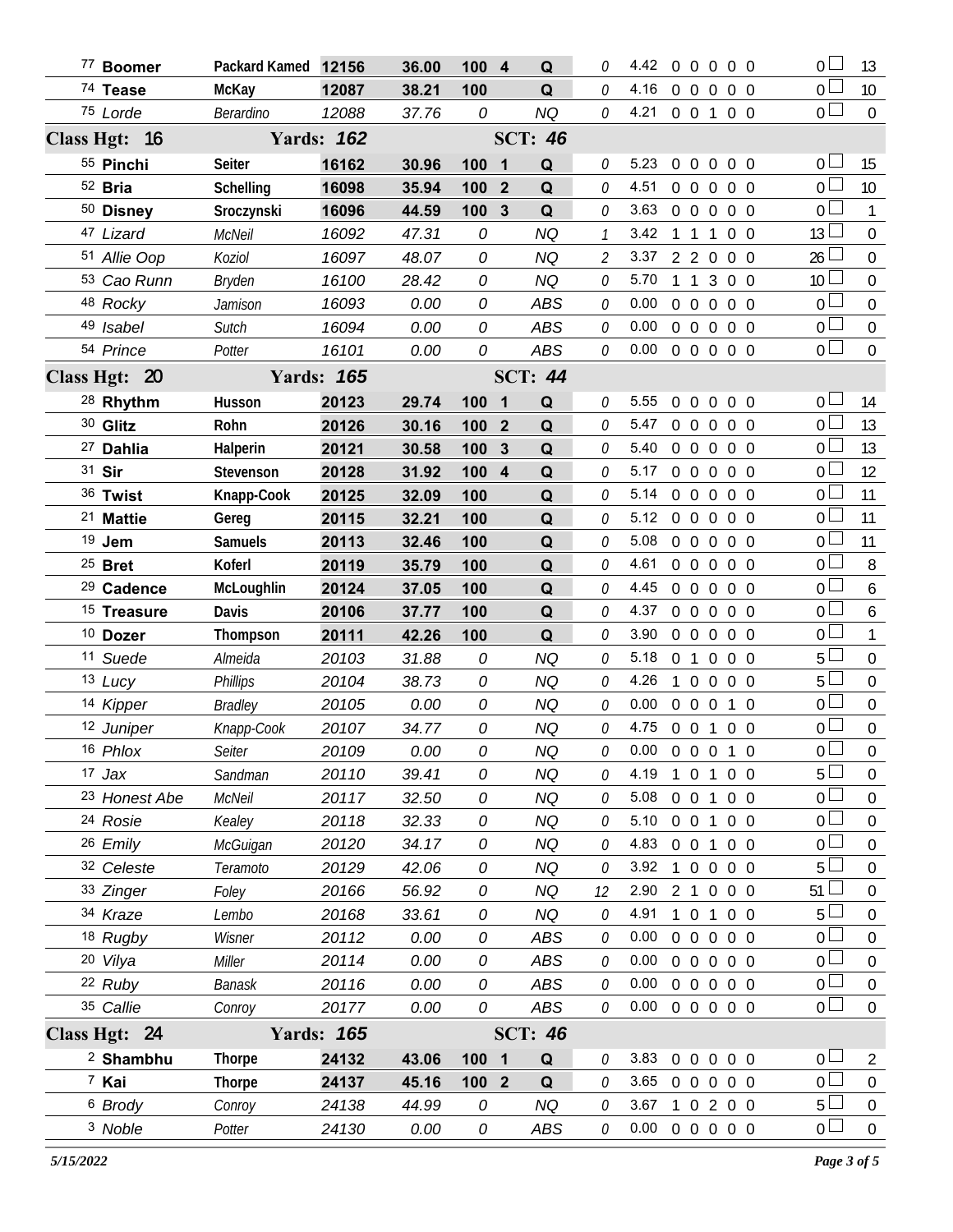| Armband | Dog | Handler | Reg # | Time | Score | Place | Result | Time Faults | YPS | Faults | | | | | Total Faults | Points |
|---|---|---|---|---|---|---|---|---|---|---|---|---|---|---|---|---|
| 77 | **Boomer** | **Packard Kamed** | **12156** | **36.00** | **100** | **4** | **Q** | 0 | 4.42 | 0 | 0 | 0 | 0 | 0 | 0 | 13 |
| 74 | **Tease** | **McKay** | **12087** | **38.21** | **100** | | **Q** | 0 | 4.16 | 0 | 0 | 0 | 0 | 0 | 0 | 10 |
| 75 | *Lorde* | *Berardino* | *12088* | *37.76* | *0* | | *NQ* | 0 | 4.21 | 0 | 0 | 1 | 0 | 0 | 0 | 0 |
| **Class Hgt: 16** | | **Yards: 162** | | | **SCT: 46** | | | | | | | | | | | |
| 55 | **Pinchi** | **Seiter** | **16162** | **30.96** | **100** | **1** | **Q** | 0 | 5.23 | 0 | 0 | 0 | 0 | 0 | 0 | 15 |
| 52 | **Bria** | **Schelling** | **16098** | **35.94** | **100** | **2** | **Q** | 0 | 4.51 | 0 | 0 | 0 | 0 | 0 | 0 | 10 |
| 50 | **Disney** | **Sroczynski** | **16096** | **44.59** | **100** | **3** | **Q** | 0 | 3.63 | 0 | 0 | 0 | 0 | 0 | 0 | 1 |
| 47 | *Lizard* | *McNeil* | *16092* | *47.31* | *0* | | *NQ* | 1 | 3.42 | 1 | 1 | 1 | 0 | 0 | 13 | 0 |
| 51 | *Allie Oop* | *Koziol* | *16097* | *48.07* | *0* | | *NQ* | 2 | 3.37 | 2 | 2 | 0 | 0 | 0 | 26 | 0 |
| 53 | *Cao Runn* | *Bryden* | *16100* | *28.42* | *0* | | *NQ* | 0 | 5.70 | 1 | 1 | 3 | 0 | 0 | 10 | 0 |
| 48 | *Rocky* | *Jamison* | *16093* | *0.00* | *0* | | *ABS* | 0 | 0.00 | 0 | 0 | 0 | 0 | 0 | 0 | 0 |
| 49 | *Isabel* | *Sutch* | *16094* | *0.00* | *0* | | *ABS* | 0 | 0.00 | 0 | 0 | 0 | 0 | 0 | 0 | 0 |
| 54 | *Prince* | *Potter* | *16101* | *0.00* | *0* | | *ABS* | 0 | 0.00 | 0 | 0 | 0 | 0 | 0 | 0 | 0 |
| **Class Hgt: 20** | | **Yards: 165** | | | **SCT: 44** | | | | | | | | | | | |
| 28 | **Rhythm** | **Husson** | **20123** | **29.74** | **100** | **1** | **Q** | 0 | 5.55 | 0 | 0 | 0 | 0 | 0 | 0 | 14 |
| 30 | **Glitz** | **Rohn** | **20126** | **30.16** | **100** | **2** | **Q** | 0 | 5.47 | 0 | 0 | 0 | 0 | 0 | 0 | 13 |
| 27 | **Dahlia** | **Halperin** | **20121** | **30.58** | **100** | **3** | **Q** | 0 | 5.40 | 0 | 0 | 0 | 0 | 0 | 0 | 13 |
| 31 | **Sir** | **Stevenson** | **20128** | **31.92** | **100** | **4** | **Q** | 0 | 5.17 | 0 | 0 | 0 | 0 | 0 | 0 | 12 |
| 36 | **Twist** | **Knapp-Cook** | **20125** | **32.09** | **100** | | **Q** | 0 | 5.14 | 0 | 0 | 0 | 0 | 0 | 0 | 11 |
| 21 | **Mattie** | **Gereg** | **20115** | **32.21** | **100** | | **Q** | 0 | 5.12 | 0 | 0 | 0 | 0 | 0 | 0 | 11 |
| 19 | **Jem** | **Samuels** | **20113** | **32.46** | **100** | | **Q** | 0 | 5.08 | 0 | 0 | 0 | 0 | 0 | 0 | 11 |
| 25 | **Bret** | **Koferl** | **20119** | **35.79** | **100** | | **Q** | 0 | 4.61 | 0 | 0 | 0 | 0 | 0 | 0 | 8 |
| 29 | **Cadence** | **McLoughlin** | **20124** | **37.05** | **100** | | **Q** | 0 | 4.45 | 0 | 0 | 0 | 0 | 0 | 0 | 6 |
| 15 | **Treasure** | **Davis** | **20106** | **37.77** | **100** | | **Q** | 0 | 4.37 | 0 | 0 | 0 | 0 | 0 | 0 | 6 |
| 10 | **Dozer** | **Thompson** | **20111** | **42.26** | **100** | | **Q** | 0 | 3.90 | 0 | 0 | 0 | 0 | 0 | 0 | 1 |
| 11 | *Suede* | *Almeida* | *20103* | *31.88* | *0* | | *NQ* | 0 | 5.18 | 0 | 1 | 0 | 0 | 0 | 5 | 0 |
| 13 | *Lucy* | *Phillips* | *20104* | *38.73* | *0* | | *NQ* | 0 | 4.26 | 1 | 0 | 0 | 0 | 0 | 5 | 0 |
| 14 | *Kipper* | *Bradley* | *20105* | *0.00* | *0* | | *NQ* | 0 | 0.00 | 0 | 0 | 0 | 1 | 0 | 0 | 0 |
| 12 | *Juniper* | *Knapp-Cook* | *20107* | *34.77* | *0* | | *NQ* | 0 | 4.75 | 0 | 0 | 1 | 0 | 0 | 0 | 0 |
| 16 | *Phlox* | *Seiter* | *20109* | *0.00* | *0* | | *NQ* | 0 | 0.00 | 0 | 0 | 0 | 1 | 0 | 0 | 0 |
| 17 | *Jax* | *Sandman* | *20110* | *39.41* | *0* | | *NQ* | 0 | 4.19 | 1 | 0 | 1 | 0 | 0 | 5 | 0 |
| 23 | *Honest Abe* | *McNeil* | *20117* | *32.50* | *0* | | *NQ* | 0 | 5.08 | 0 | 0 | 1 | 0 | 0 | 0 | 0 |
| 24 | *Rosie* | *Kealey* | *20118* | *32.33* | *0* | | *NQ* | 0 | 5.10 | 0 | 0 | 1 | 0 | 0 | 0 | 0 |
| 26 | *Emily* | *McGuigan* | *20120* | *34.17* | *0* | | *NQ* | 0 | 4.83 | 0 | 0 | 1 | 0 | 0 | 0 | 0 |
| 32 | *Celeste* | *Teramoto* | *20129* | *42.06* | *0* | | *NQ* | 0 | 3.92 | 1 | 0 | 0 | 0 | 0 | 5 | 0 |
| 33 | *Zinger* | *Foley* | *20166* | *56.92* | *0* | | *NQ* | 12 | 2.90 | 2 | 1 | 0 | 0 | 0 | 51 | 0 |
| 34 | *Kraze* | *Lembo* | *20168* | *33.61* | *0* | | *NQ* | 0 | 4.91 | 1 | 0 | 1 | 0 | 0 | 5 | 0 |
| 18 | *Rugby* | *Wisner* | *20112* | *0.00* | *0* | | *ABS* | 0 | 0.00 | 0 | 0 | 0 | 0 | 0 | 0 | 0 |
| 20 | *Vilya* | *Miller* | *20114* | *0.00* | *0* | | *ABS* | 0 | 0.00 | 0 | 0 | 0 | 0 | 0 | 0 | 0 |
| 22 | *Ruby* | *Banask* | *20116* | *0.00* | *0* | | *ABS* | 0 | 0.00 | 0 | 0 | 0 | 0 | 0 | 0 | 0 |
| 35 | *Callie* | *Conroy* | *20177* | *0.00* | *0* | | *ABS* | 0 | 0.00 | 0 | 0 | 0 | 0 | 0 | 0 | 0 |
| **Class Hgt: 24** | | **Yards: 165** | | | **SCT: 46** | | | | | | | | | | | |
| 2 | **Shambhu** | **Thorpe** | **24132** | **43.06** | **100** | **1** | **Q** | 0 | 3.83 | 0 | 0 | 0 | 0 | 0 | 0 | 2 |
| 7 | **Kai** | **Thorpe** | **24137** | **45.16** | **100** | **2** | **Q** | 0 | 3.65 | 0 | 0 | 0 | 0 | 0 | 0 | 0 |
| 6 | *Brody* | *Conroy* | *24138* | *44.99* | *0* | | *NQ* | 0 | 3.67 | 1 | 0 | 2 | 0 | 0 | 5 | 0 |
| 3 | *Noble* | *Potter* | *24130* | *0.00* | *0* | | *ABS* | 0 | 0.00 | 0 | 0 | 0 | 0 | 0 | 0 | 0 |

*5/15/2022*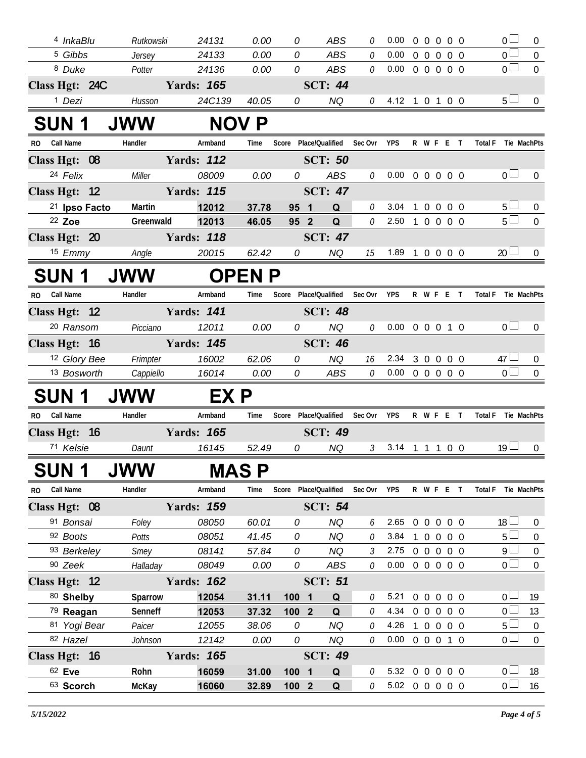| RO | Call Name | Handler | Armband | Time | Score | Place/Qualified | Sec Ovr | YPS | R | W | F | E | T | Total F | Tie | MachPts |
|---|---|---|---|---|---|---|---|---|---|---|---|---|---|---|---|---|
| 4 | InkaBlu | Rutkowski | 24131 | 0.00 | 0 | ABS | 0 | 0.00 | 0 | 0 | 0 | 0 | 0 | 0 | | 0 |
| 5 | Gibbs | Jersey | 24133 | 0.00 | 0 | ABS | 0 | 0.00 | 0 | 0 | 0 | 0 | 0 | 0 | | 0 |
| 8 | Duke | Potter | 24136 | 0.00 | 0 | ABS | 0 | 0.00 | 0 | 0 | 0 | 0 | 0 | 0 | | 0 |

**Class Hgt: 24C — Yards: 165 — SCT: 44**

| RO | Call Name | Handler | Armband | Time | Score | Place/Qualified | Sec Ovr | YPS | R | W | F | E | T | Total F | Tie | MachPts |
|---|---|---|---|---|---|---|---|---|---|---|---|---|---|---|---|---|
| 1 | Dezi | Husson | 24C139 | 40.05 | 0 | NQ | 0 | 4.12 | 1 | 0 | 1 | 0 | 0 | 5 | | 0 |

# SUN 1 JWW NOV P

**Class Hgt: 08 — Yards: 112 — SCT: 50**

| RO | Call Name | Handler | Armband | Time | Score | Place/Qualified | Sec Ovr | YPS | R | W | F | E | T | Total F | Tie | MachPts |
|---|---|---|---|---|---|---|---|---|---|---|---|---|---|---|---|---|
| 24 | Felix | Miller | 08009 | 0.00 | 0 | ABS | 0 | 0.00 | 0 | 0 | 0 | 0 | 0 | 0 | | 0 |

**Class Hgt: 12 — Yards: 115 — SCT: 47**

| RO | Call Name | Handler | Armband | Time | Score | Place/Qualified | Sec Ovr | YPS | R | W | F | E | T | Total F | Tie | MachPts |
|---|---|---|---|---|---|---|---|---|---|---|---|---|---|---|---|---|
| 21 | **Ipso Facto** | **Martin** | **12012** | **37.78** | **95 1** | **Q** | 0 | 3.04 | 1 | 0 | 0 | 0 | 0 | 5 | | 0 |
| 22 | **Zoe** | **Greenwald** | **12013** | **46.05** | **95 2** | **Q** | 0 | 2.50 | 1 | 0 | 0 | 0 | 0 | 5 | | 0 |

**Class Hgt: 20 — Yards: 118 — SCT: 47**

| RO | Call Name | Handler | Armband | Time | Score | Place/Qualified | Sec Ovr | YPS | R | W | F | E | T | Total F | Tie | MachPts |
|---|---|---|---|---|---|---|---|---|---|---|---|---|---|---|---|---|
| 15 | Emmy | Angle | 20015 | 62.42 | 0 | NQ | 15 | 1.89 | 1 | 0 | 0 | 0 | 0 | 20 | | 0 |

# SUN 1 JWW OPEN P

**Class Hgt: 12 — Yards: 141 — SCT: 48**

| RO | Call Name | Handler | Armband | Time | Score | Place/Qualified | Sec Ovr | YPS | R | W | F | E | T | Total F | Tie | MachPts |
|---|---|---|---|---|---|---|---|---|---|---|---|---|---|---|---|---|
| 20 | Ransom | Picciano | 12011 | 0.00 | 0 | NQ | 0 | 0.00 | 0 | 0 | 0 | 1 | 0 | 0 | | 0 |

**Class Hgt: 16 — Yards: 145 — SCT: 46**

| RO | Call Name | Handler | Armband | Time | Score | Place/Qualified | Sec Ovr | YPS | R | W | F | E | T | Total F | Tie | MachPts |
|---|---|---|---|---|---|---|---|---|---|---|---|---|---|---|---|---|
| 12 | Glory Bee | Frimpter | 16002 | 62.06 | 0 | NQ | 16 | 2.34 | 3 | 0 | 0 | 0 | 0 | 47 | | 0 |
| 13 | Bosworth | Cappiello | 16014 | 0.00 | 0 | ABS | 0 | 0.00 | 0 | 0 | 0 | 0 | 0 | 0 | | 0 |

# SUN 1 JWW EX P

**Class Hgt: 16 — Yards: 165 — SCT: 49**

| RO | Call Name | Handler | Armband | Time | Score | Place/Qualified | Sec Ovr | YPS | R | W | F | E | T | Total F | Tie | MachPts |
|---|---|---|---|---|---|---|---|---|---|---|---|---|---|---|---|---|
| 71 | Kelsie | Daunt | 16145 | 52.49 | 0 | NQ | 3 | 3.14 | 1 | 1 | 1 | 0 | 0 | 19 | | 0 |

# SUN 1 JWW MAS P

**Class Hgt: 08 — Yards: 159 — SCT: 54**

| RO | Call Name | Handler | Armband | Time | Score | Place/Qualified | Sec Ovr | YPS | R | W | F | E | T | Total F | Tie | MachPts |
|---|---|---|---|---|---|---|---|---|---|---|---|---|---|---|---|---|
| 91 | Bonsai | Foley | 08050 | 60.01 | 0 | NQ | 6 | 2.65 | 0 | 0 | 0 | 0 | 0 | 18 | | 0 |
| 92 | Boots | Potts | 08051 | 41.45 | 0 | NQ | 0 | 3.84 | 1 | 0 | 0 | 0 | 0 | 5 | | 0 |
| 93 | Berkeley | Smey | 08141 | 57.84 | 0 | NQ | 3 | 2.75 | 0 | 0 | 0 | 0 | 0 | 9 | | 0 |
| 90 | Zeek | Halladay | 08049 | 0.00 | 0 | ABS | 0 | 0.00 | 0 | 0 | 0 | 0 | 0 | 0 | | 0 |

**Class Hgt: 12 — Yards: 162 — SCT: 51**

| RO | Call Name | Handler | Armband | Time | Score | Place/Qualified | Sec Ovr | YPS | R | W | F | E | T | Total F | Tie | MachPts |
|---|---|---|---|---|---|---|---|---|---|---|---|---|---|---|---|---|
| 80 | **Shelby** | **Sparrow** | **12054** | **31.11** | **100 1** | **Q** | 0 | 5.21 | 0 | 0 | 0 | 0 | 0 | 0 | | 19 |
| 79 | **Reagan** | **Senneff** | **12053** | **37.32** | **100 2** | **Q** | 0 | 4.34 | 0 | 0 | 0 | 0 | 0 | 0 | | 13 |
| 81 | Yogi Bear | Paicer | 12055 | 38.06 | 0 | NQ | 0 | 4.26 | 1 | 0 | 0 | 0 | 0 | 5 | | 0 |
| 82 | Hazel | Johnson | 12142 | 0.00 | 0 | NQ | 0 | 0.00 | 0 | 0 | 0 | 1 | 0 | 0 | | 0 |

**Class Hgt: 16 — Yards: 165 — SCT: 49**

| RO | Call Name | Handler | Armband | Time | Score | Place/Qualified | Sec Ovr | YPS | R | W | F | E | T | Total F | Tie | MachPts |
|---|---|---|---|---|---|---|---|---|---|---|---|---|---|---|---|---|
| 62 | **Eve** | **Rohn** | **16059** | **31.00** | **100 1** | **Q** | 0 | 5.32 | 0 | 0 | 0 | 0 | 0 | 0 | | 18 |
| 63 | **Scorch** | **McKay** | **16060** | **32.89** | **100 2** | **Q** | 0 | 5.02 | 0 | 0 | 0 | 0 | 0 | 0 | | 16 |

*5/15/2022*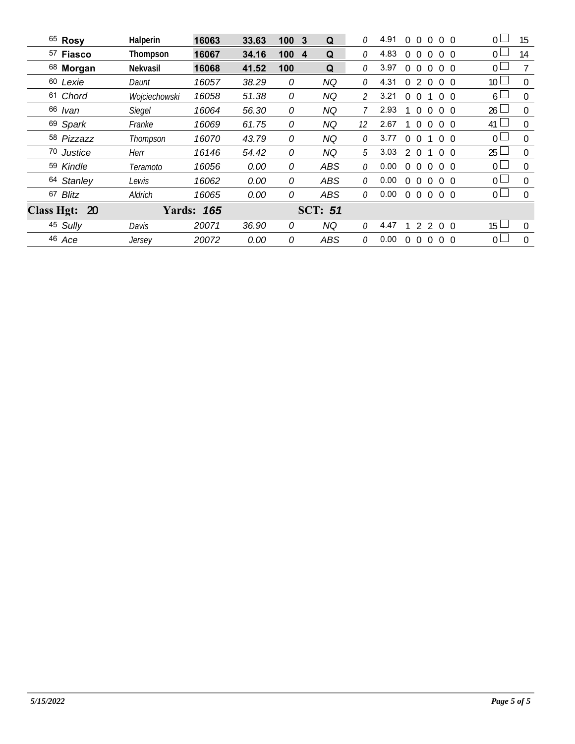| | | | | | | | | | | | |
|---|---|---|---|---|---|---|---|---|---|---|---|
| 65 **Rosy** | **Halperin** | **16063** | **33.63** | **100** | **3** | **Q** | 0 | 4.91 | 0 0 0 0 0 | 0 | 15 |
| 57 **Fiasco** | **Thompson** | **16067** | **34.16** | **100** | **4** | **Q** | 0 | 4.83 | 0 0 0 0 0 | 0 | 14 |
| 68 **Morgan** | **Nekvasil** | **16068** | **41.52** | **100** | | **Q** | 0 | 3.97 | 0 0 0 0 0 | 0 | 7 |
| 60 *Lexie* | *Daunt* | *16057* | *38.29* | *0* | | *NQ* | 0 | 4.31 | 0 2 0 0 0 | 10 | 0 |
| 61 *Chord* | *Wojciechowski* | *16058* | *51.38* | *0* | | *NQ* | 2 | 3.21 | 0 0 1 0 0 | 6 | 0 |
| 66 *Ivan* | *Siegel* | *16064* | *56.30* | *0* | | *NQ* | 7 | 2.93 | 1 0 0 0 0 | 26 | 0 |
| 69 *Spark* | *Franke* | *16069* | *61.75* | *0* | | *NQ* | 12 | 2.67 | 1 0 0 0 0 | 41 | 0 |
| 58 *Pizzazz* | *Thompson* | *16070* | *43.79* | *0* | | *NQ* | 0 | 3.77 | 0 0 1 0 0 | 0 | 0 |
| 70 *Justice* | *Herr* | *16146* | *54.42* | *0* | | *NQ* | 5 | 3.03 | 2 0 1 0 0 | 25 | 0 |
| 59 *Kindle* | *Teramoto* | *16056* | *0.00* | *0* | | *ABS* | 0 | 0.00 | 0 0 0 0 0 | 0 | 0 |
| 64 *Stanley* | *Lewis* | *16062* | *0.00* | *0* | | *ABS* | 0 | 0.00 | 0 0 0 0 0 | 0 | 0 |
| 67 *Blitz* | *Aldrich* | *16065* | *0.00* | *0* | | *ABS* | 0 | 0.00 | 0 0 0 0 0 | 0 | 0 |
| **Class Hgt: 20** | | **Yards: *165*** | | | | **SCT: *51*** | | | | | |
| 45 *Sully* | *Davis* | *20071* | *36.90* | *0* | | *NQ* | 0 | 4.47 | 1 2 2 0 0 | 15 | 0 |
| 46 *Ace* | *Jersey* | *20072* | *0.00* | *0* | | *ABS* | 0 | 0.00 | 0 0 0 0 0 | 0 | 0 |

*5/15/2022*